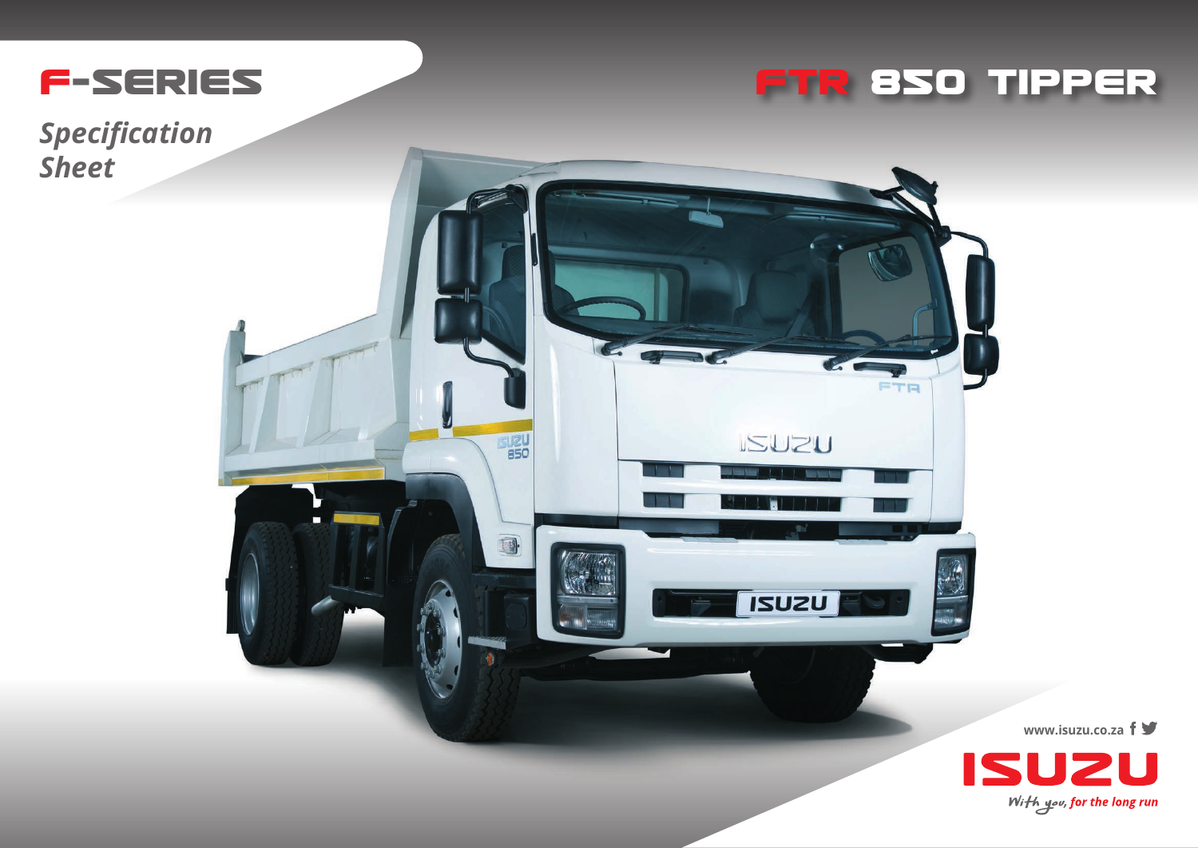# F-SERIES

*Specification Sheet*

# FTR 850 TIPPER

www.isuzu.co.za

ISUZU

*With you, for the long run*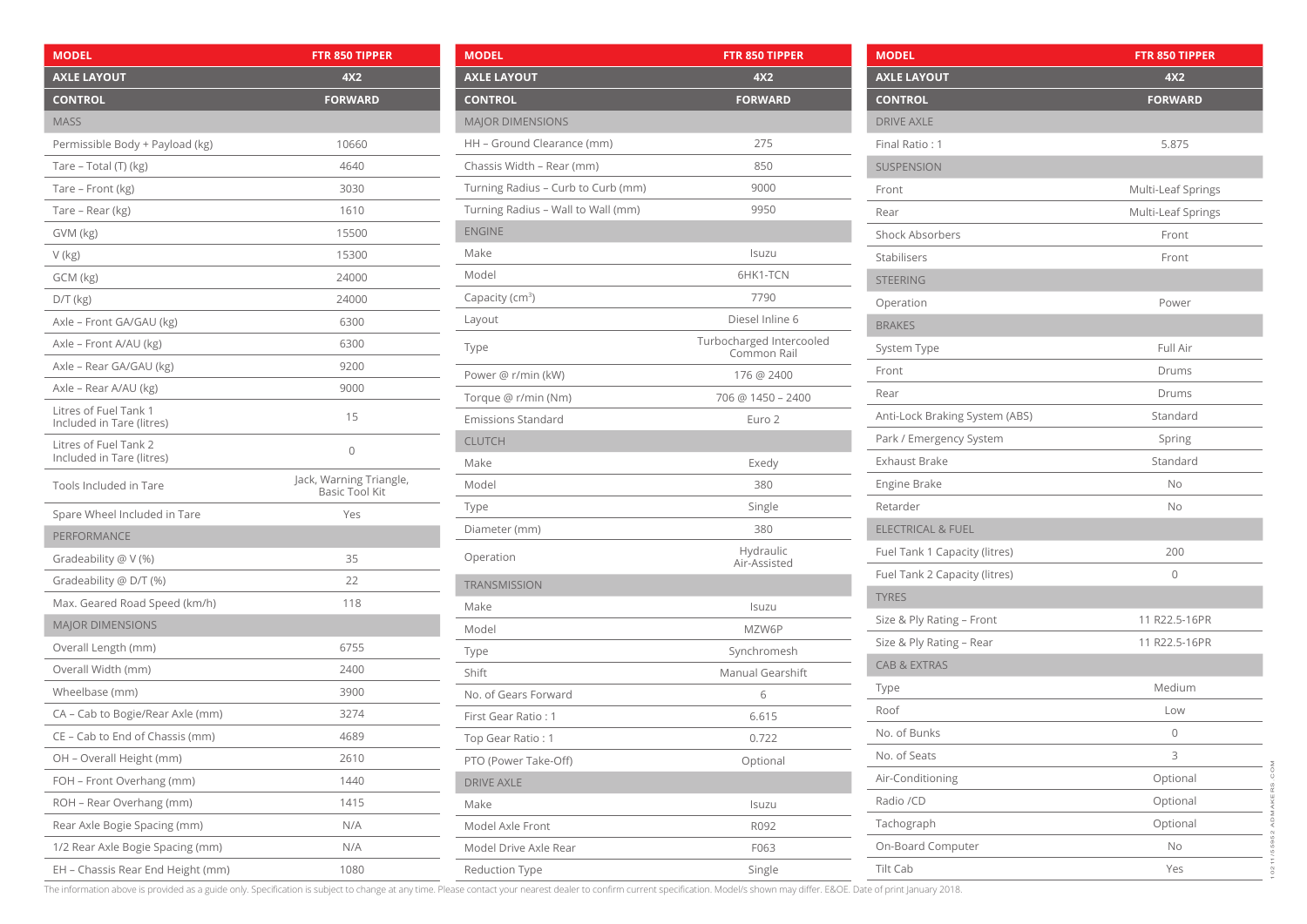| MODEL | FTR 850 TIPPER |
|---|---|
| AXLE LAYOUT | 4X2 |
| CONTROL | FORWARD |
| MASS | |
| Permissible Body + Payload (kg) | 10660 |
| Tare – Total (T) (kg) | 4640 |
| Tare – Front (kg) | 3030 |
| Tare – Rear (kg) | 1610 |
| GVM (kg) | 15500 |
| V (kg) | 15300 |
| GCM (kg) | 24000 |
| D/T (kg) | 24000 |
| Axle – Front GA/GAU (kg) | 6300 |
| Axle – Front A/AU (kg) | 6300 |
| Axle – Rear GA/GAU (kg) | 9200 |
| Axle – Rear A/AU (kg) | 9000 |
| Litres of Fuel Tank 1 Included in Tare (litres) | 15 |
| Litres of Fuel Tank 2 Included in Tare (litres) | 0 |
| Tools Included in Tare | Jack, Warning Triangle, Basic Tool Kit |
| Spare Wheel Included in Tare | Yes |
| PERFORMANCE | |
| Gradeability @ V (%) | 35 |
| Gradeability @ D/T (%) | 22 |
| Max. Geared Road Speed (km/h) | 118 |
| MAJOR DIMENSIONS | |
| Overall Length (mm) | 6755 |
| Overall Width (mm) | 2400 |
| Wheelbase (mm) | 3900 |
| CA – Cab to Bogie/Rear Axle (mm) | 3274 |
| CE – Cab to End of Chassis (mm) | 4689 |
| OH – Overall Height (mm) | 2610 |
| FOH – Front Overhang (mm) | 1440 |
| ROH – Rear Overhang (mm) | 1415 |
| Rear Axle Bogie Spacing (mm) | N/A |
| 1/2 Rear Axle Bogie Spacing (mm) | N/A |
| EH – Chassis Rear End Height (mm) | 1080 |

| MODEL | FTR 850 TIPPER |
|---|---|
| AXLE LAYOUT | 4X2 |
| CONTROL | FORWARD |
| MAJOR DIMENSIONS | |
| HH – Ground Clearance (mm) | 275 |
| Chassis Width – Rear (mm) | 850 |
| Turning Radius – Curb to Curb (mm) | 9000 |
| Turning Radius – Wall to Wall (mm) | 9950 |
| ENGINE | |
| Make | Isuzu |
| Model | 6HK1-TCN |
| Capacity (cm$^3$) | 7790 |
| Layout | Diesel Inline 6 |
| Type | Turbocharged Intercooled Common Rail |
| Power @ r/min (kW) | 176 @ 2400 |
| Torque @ r/min (Nm) | 706 @ 1450 – 2400 |
| Emissions Standard | Euro 2 |
| CLUTCH | |
| Make | Exedy |
| Model | 380 |
| Type | Single |
| Diameter (mm) | 380 |
| Operation | Hydraulic Air-Assisted |
| TRANSMISSION | |
| Make | Isuzu |
| Model | MZW6P |
| Type | Synchromesh |
| Shift | Manual Gearshift |
| No. of Gears Forward | 6 |
| First Gear Ratio : 1 | 6.615 |
| Top Gear Ratio : 1 | 0.722 |
| PTO (Power Take-Off) | Optional |
| DRIVE AXLE | |
| Make | Isuzu |
| Model Axle Front | R092 |
| Model Drive Axle Rear | F063 |
| Reduction Type | Single |

| MODEL | FTR 850 TIPPER |
|---|---|
| AXLE LAYOUT | 4X2 |
| CONTROL | FORWARD |
| DRIVE AXLE | |
| Final Ratio : 1 | 5.875 |
| SUSPENSION | |
| Front | Multi-Leaf Springs |
| Rear | Multi-Leaf Springs |
| Shock Absorbers | Front |
| Stabilisers | Front |
| STEERING | |
| Operation | Power |
| BRAKES | |
| System Type | Full Air |
| Front | Drums |
| Rear | Drums |
| Anti-Lock Braking System (ABS) | Standard |
| Park / Emergency System | Spring |
| Exhaust Brake | Standard |
| Engine Brake | No |
| Retarder | No |
| ELECTRICAL & FUEL | |
| Fuel Tank 1 Capacity (litres) | 200 |
| Fuel Tank 2 Capacity (litres) | 0 |
| TYRES | |
| Size & Ply Rating – Front | 11 R22.5-16PR |
| Size & Ply Rating – Rear | 11 R22.5-16PR |
| CAB & EXTRAS | |
| Type | Medium |
| Roof | Low |
| No. of Bunks | 0 |
| No. of Seats | 3 |
| Air-Conditioning | Optional |
| Radio /CD | Optional |
| Tachograph | Optional |
| On-Board Computer | No |
| Tilt Cab | Yes |

The information above is provided as a guide only. Specification is subject to change at any time. Please contact your nearest dealer to confirm current specification. Model/s shown may differ. E&OE. Date of print January 2018.